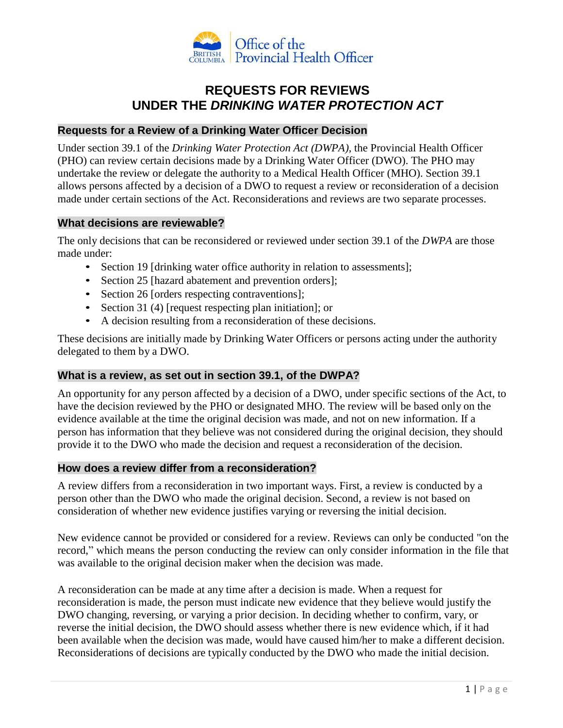Office of the Provincial Health Officer

# REQUESTS FOR REVIEWS UNDER THE *DRINKING WATER PROTECTION ACT*

## Requests for a Review of a Drinking Water Officer Decision

Under section 39.1 of the *Drinking Water Protection Act (DWPA)*, the Provincial Health Officer (PHO) can review certain decisions made by a Drinking Water Officer (DWO). The PHO may undertake the review or delegate the authority to a Medical Health Officer (MHO). Section 39.1 allows persons affected by a decision of a DWO to request a review or reconsideration of a decision made under certain sections of the Act. Reconsiderations and reviews are two separate processes.

## What decisions are reviewable?

The only decisions that can be reconsidered or reviewed under section 39.1 of the *DWPA* are those made under:

- Section 19 [drinking water office authority in relation to assessments];
- Section 25 [hazard abatement and prevention orders];
- Section 26 [orders respecting contraventions];
- Section 31 (4) [request respecting plan initiation]; or
- A decision resulting from a reconsideration of these decisions.

These decisions are initially made by Drinking Water Officers or persons acting under the authority delegated to them by a DWO.

## What is a review, as set out in section 39.1, of the DWPA?

An opportunity for any person affected by a decision of a DWO, under specific sections of the Act, to have the decision reviewed by the PHO or designated MHO. The review will be based only on the evidence available at the time the original decision was made, and not on new information. If a person has information that they believe was not considered during the original decision, they should provide it to the DWO who made the decision and request a reconsideration of the decision.

## How does a review differ from a reconsideration?

A review differs from a reconsideration in two important ways. First, a review is conducted by a person other than the DWO who made the original decision. Second, a review is not based on consideration of whether new evidence justifies varying or reversing the initial decision.

New evidence cannot be provided or considered for a review. Reviews can only be conducted "on the record," which means the person conducting the review can only consider information in the file that was available to the original decision maker when the decision was made.

A reconsideration can be made at any time after a decision is made. When a request for reconsideration is made, the person must indicate new evidence that they believe would justify the DWO changing, reversing, or varying a prior decision. In deciding whether to confirm, vary, or reverse the initial decision, the DWO should assess whether there is new evidence which, if it had been available when the decision was made, would have caused him/her to make a different decision. Reconsiderations of decisions are typically conducted by the DWO who made the initial decision.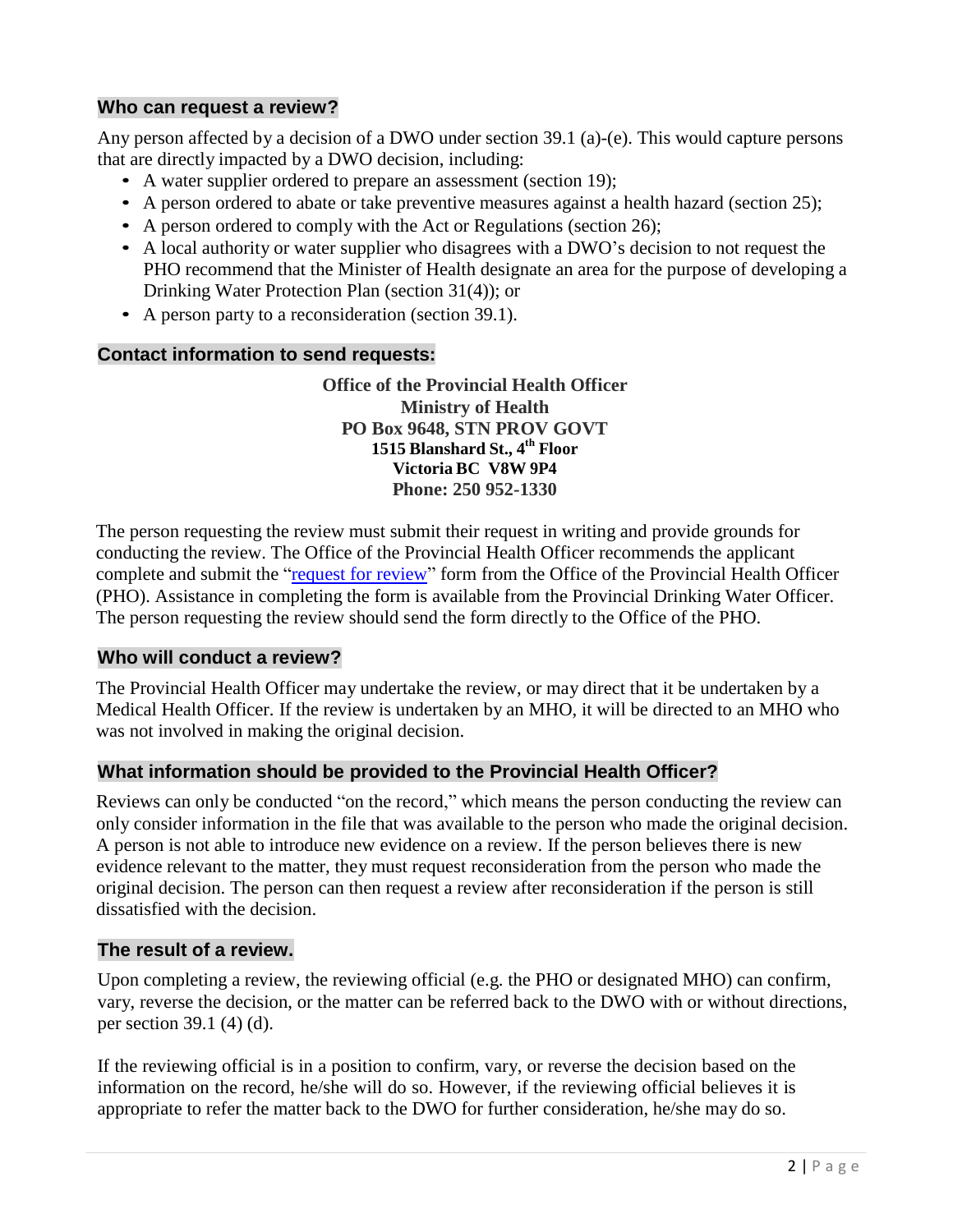## Who can request a review?

Any person affected by a decision of a DWO under section 39.1 (a)-(e). This would capture persons that are directly impacted by a DWO decision, including:

- A water supplier ordered to prepare an assessment (section 19);
- A person ordered to abate or take preventive measures against a health hazard (section 25);
- A person ordered to comply with the Act or Regulations (section 26);
- A local authority or water supplier who disagrees with a DWO's decision to not request the PHO recommend that the Minister of Health designate an area for the purpose of developing a Drinking Water Protection Plan (section 31(4)); or
- A person party to a reconsideration (section 39.1).

## Contact information to send requests:

**Office of the Provincial Health Officer**
**Ministry of Health**
**PO Box 9648, STN PROV GOVT**
**1515 Blanshard St., 4th Floor**
**Victoria BC V8W 9P4**
**Phone: 250 952-1330**

The person requesting the review must submit their request in writing and provide grounds for conducting the review. The Office of the Provincial Health Officer recommends the applicant complete and submit the "request for review" form from the Office of the Provincial Health Officer (PHO). Assistance in completing the form is available from the Provincial Drinking Water Officer. The person requesting the review should send the form directly to the Office of the PHO.

## Who will conduct a review?

The Provincial Health Officer may undertake the review, or may direct that it be undertaken by a Medical Health Officer. If the review is undertaken by an MHO, it will be directed to an MHO who was not involved in making the original decision.

## What information should be provided to the Provincial Health Officer?

Reviews can only be conducted "on the record," which means the person conducting the review can only consider information in the file that was available to the person who made the original decision. A person is not able to introduce new evidence on a review. If the person believes there is new evidence relevant to the matter, they must request reconsideration from the person who made the original decision. The person can then request a review after reconsideration if the person is still dissatisfied with the decision.

## The result of a review.

Upon completing a review, the reviewing official (e.g. the PHO or designated MHO) can confirm, vary, reverse the decision, or the matter can be referred back to the DWO with or without directions, per section 39.1 (4) (d).

If the reviewing official is in a position to confirm, vary, or reverse the decision based on the information on the record, he/she will do so. However, if the reviewing official believes it is appropriate to refer the matter back to the DWO for further consideration, he/she may do so.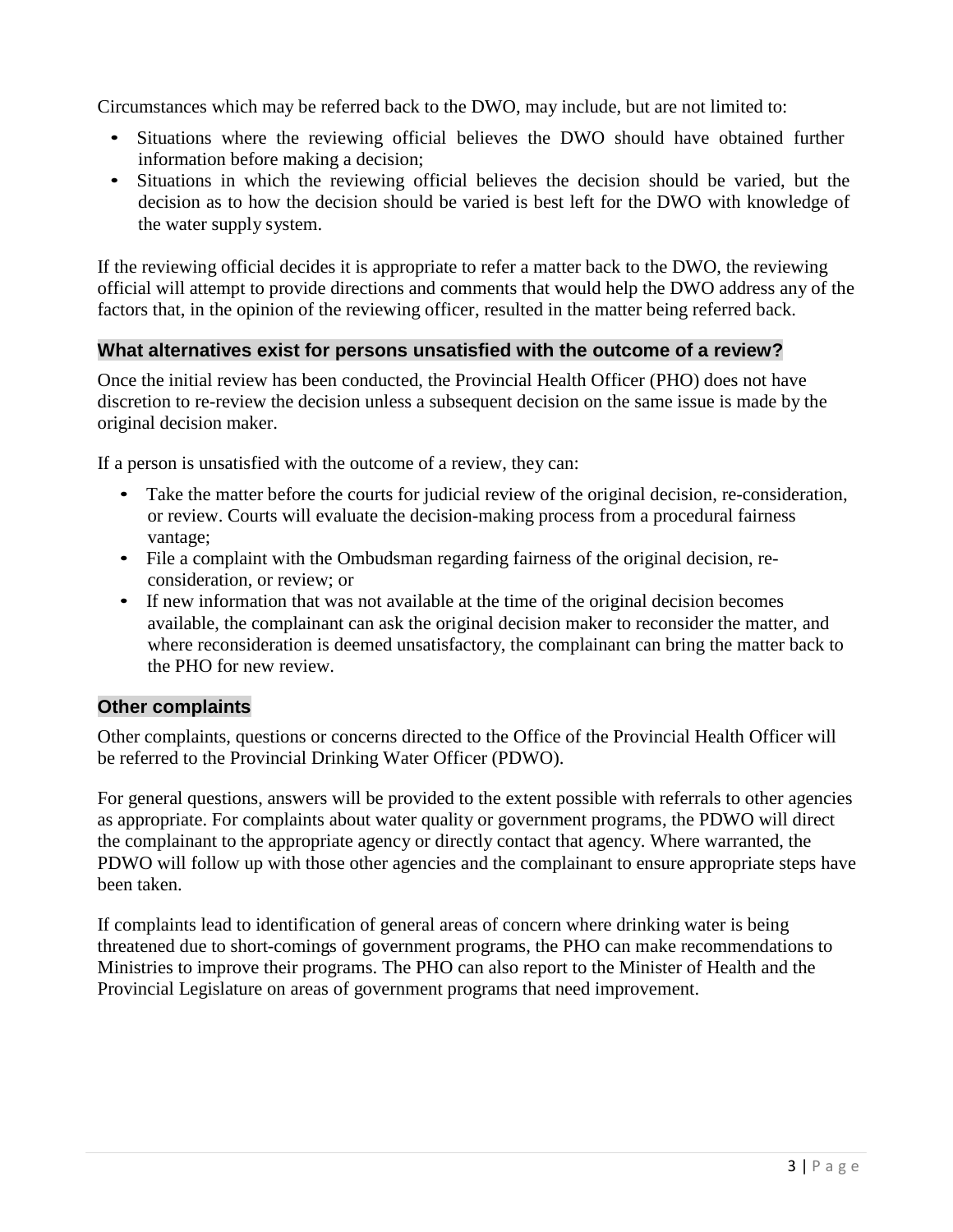Circumstances which may be referred back to the DWO, may include, but are not limited to:

- Situations where the reviewing official believes the DWO should have obtained further information before making a decision;
- Situations in which the reviewing official believes the decision should be varied, but the decision as to how the decision should be varied is best left for the DWO with knowledge of the water supply system.

If the reviewing official decides it is appropriate to refer a matter back to the DWO, the reviewing official will attempt to provide directions and comments that would help the DWO address any of the factors that, in the opinion of the reviewing officer, resulted in the matter being referred back.

## What alternatives exist for persons unsatisfied with the outcome of a review?

Once the initial review has been conducted, the Provincial Health Officer (PHO) does not have discretion to re-review the decision unless a subsequent decision on the same issue is made by the original decision maker.

If a person is unsatisfied with the outcome of a review, they can:

- Take the matter before the courts for judicial review of the original decision, re-consideration, or review. Courts will evaluate the decision-making process from a procedural fairness vantage;
- File a complaint with the Ombudsman regarding fairness of the original decision, re-consideration, or review; or
- If new information that was not available at the time of the original decision becomes available, the complainant can ask the original decision maker to reconsider the matter, and where reconsideration is deemed unsatisfactory, the complainant can bring the matter back to the PHO for new review.

## Other complaints

Other complaints, questions or concerns directed to the Office of the Provincial Health Officer will be referred to the Provincial Drinking Water Officer (PDWO).

For general questions, answers will be provided to the extent possible with referrals to other agencies as appropriate. For complaints about water quality or government programs, the PDWO will direct the complainant to the appropriate agency or directly contact that agency. Where warranted, the PDWO will follow up with those other agencies and the complainant to ensure appropriate steps have been taken.

If complaints lead to identification of general areas of concern where drinking water is being threatened due to short-comings of government programs, the PHO can make recommendations to Ministries to improve their programs. The PHO can also report to the Minister of Health and the Provincial Legislature on areas of government programs that need improvement.